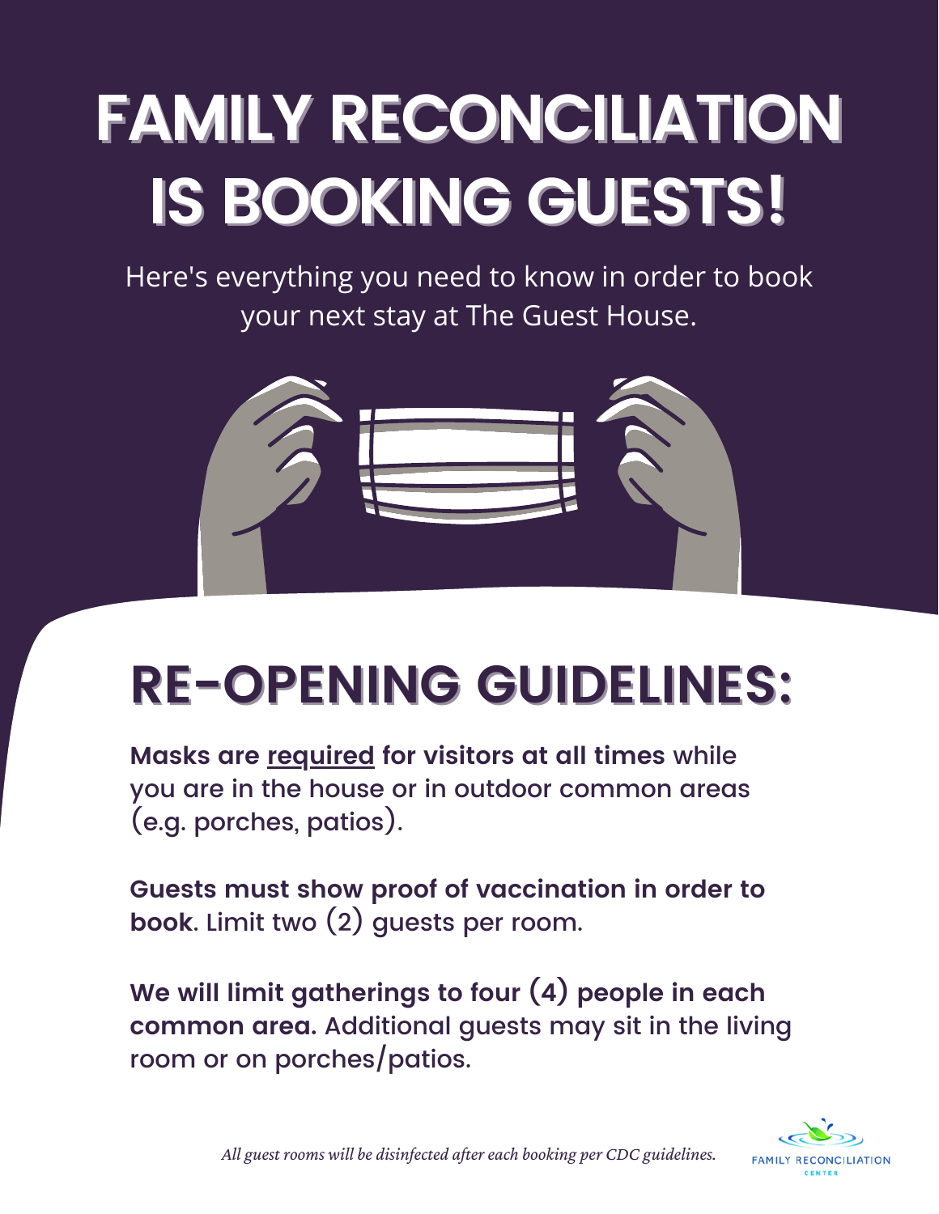# FAMILY RECONCILIATION IS BOOKING GUESTS!

Here's everything you need to know in order to book your next stay at The Guest House.

## RE-OPENING GUIDELINES:

**Masks are <u>required</u> for visitors at all times** while you are in the house or in outdoor common areas (e.g. porches, patios).

**Guests must show proof of vaccination in order to book**. Limit two (2) guests per room.

**We will limit gatherings to four (4) people in each common area.** Additional guests may sit in the living room or on porches/patios.

*All guest rooms will be disinfected after each booking per CDC guidelines.*

FAMILY RECONCILIATION CENTER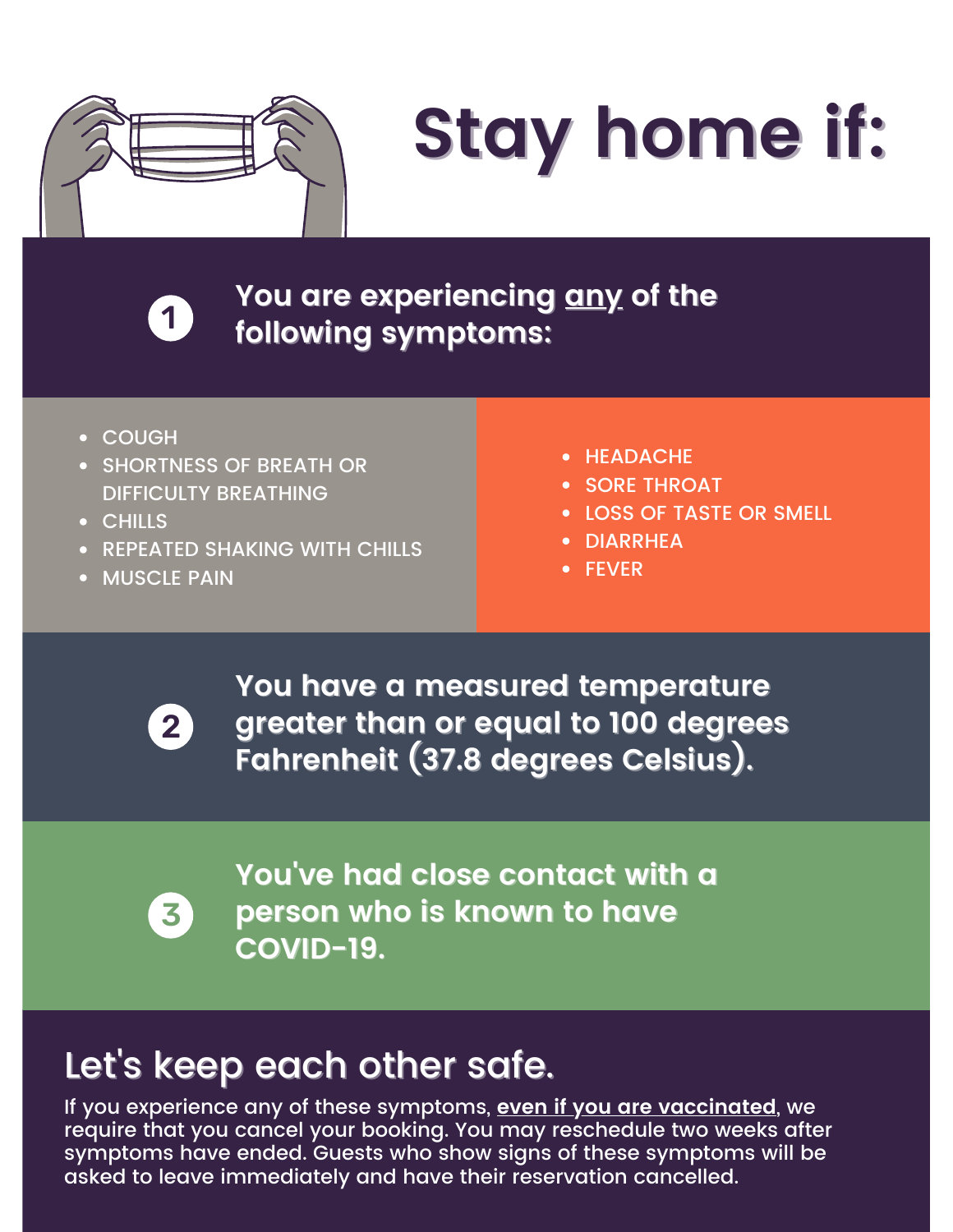# Stay home if:

## 1. You are experiencing <u>any</u> of the following symptoms:

- COUGH
- SHORTNESS OF BREATH OR DIFFICULTY BREATHING
- CHILLS
- REPEATED SHAKING WITH CHILLS
- MUSCLE PAIN
- HEADACHE
- SORE THROAT
- LOSS OF TASTE OR SMELL
- DIARRHEA
- FEVER

## 2. You have a measured temperature greater than or equal to 100 degrees Fahrenheit (37.8 degrees Celsius).

## 3. You've had close contact with a person who is known to have COVID-19.

## Let's keep each other safe.

If you experience any of these symptoms, **<u>even if you are vaccinated</u>**, we require that you cancel your booking. You may reschedule two weeks after symptoms have ended. Guests who show signs of these symptoms will be asked to leave immediately and have their reservation cancelled.